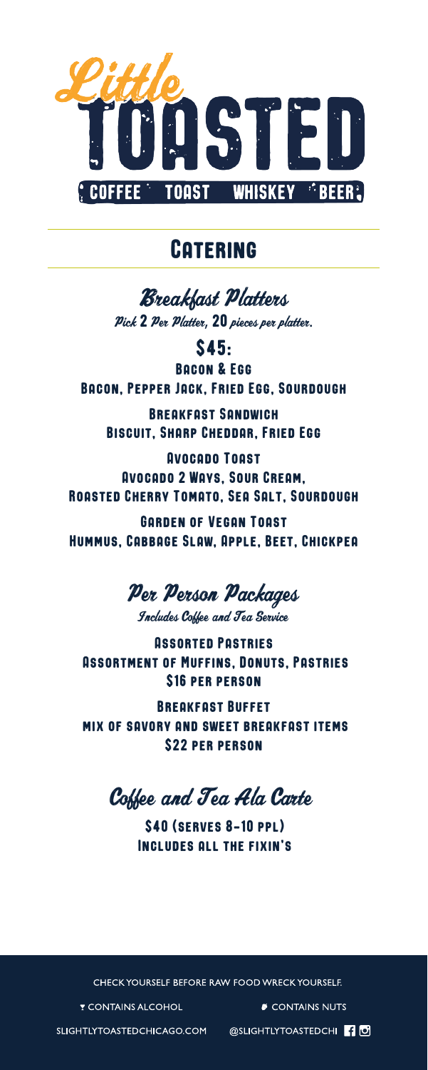# Little Toasted

COFFEE · TOAST · WHISKEY · BEER

## Catering

### Breakfast Platters

*Pick 2 Per Platter, 20 pieces per platter.*

**$45:**

**Bacon & Egg**
Bacon, Pepper Jack, Fried Egg, Sourdough

**Breakfast Sandwich**
Biscuit, Sharp Cheddar, Fried Egg

**Avocado Toast**
Avocado 2 Ways, Sour Cream,
Roasted Cherry Tomato, Sea Salt, Sourdough

**Garden of Vegan Toast**
Hummus, Cabbage Slaw, Apple, Beet, Chickpea

### Per Person Packages

*Includes Coffee and Tea Service*

**Assorted Pastries**
Assortment of Muffins, Donuts, Pastries
$16 per person

**Breakfast Buffet**
mix of savory and sweet breakfast items
$22 per person

### Coffee and Tea Ala Carte

$40 (serves 8-10 ppl)
Includes all the fixin's

CHECK YOURSELF BEFORE RAW FOOD WRECK YOURSELF.

CONTAINS ALCOHOL · CONTAINS NUTS

SLIGHTLYTOASTEDCHICAGO.COM · @SLIGHTLYTOASTEDCHI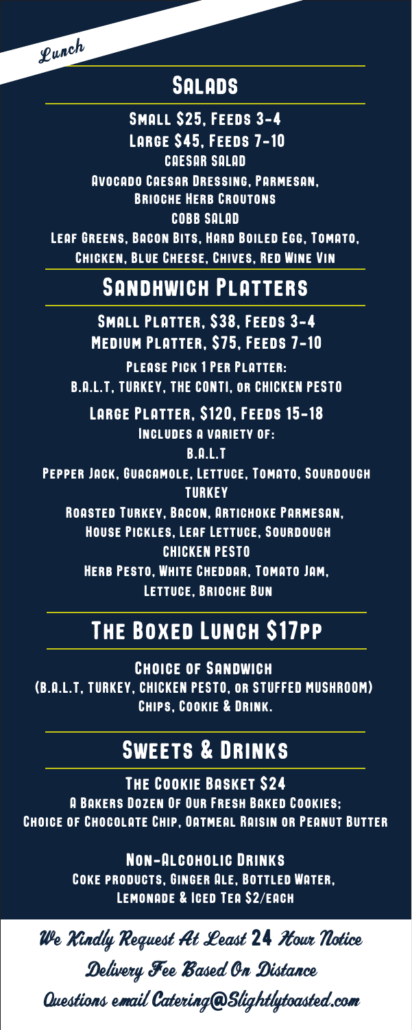*Lunch*

## Salads

**Small $25, Feeds 3-4**
**Large $45, Feeds 7-10**

**CAESAR SALAD**
Avocado Caesar Dressing, Parmesan, Brioche Herb Croutons

**COBB SALAD**
Leaf Greens, Bacon Bits, Hard Boiled Egg, Tomato, Chicken, Blue Cheese, Chives, Red Wine Vin

## Sandhwich Platters

**Small Platter, $38, Feeds 3-4**
**Medium Platter, $75, Feeds 7-10**

Please Pick 1 Per Platter:
B.A.L.T, TURKEY, THE CONTI, or CHICKEN PESTO

**Large Platter, $120, Feeds 15-18**
Includes a variety of:

**B.A.L.T**
Pepper Jack, Guacamole, Lettuce, Tomato, Sourdough

**TURKEY**
Roasted Turkey, Bacon, Artichoke Parmesan, House Pickles, Leaf Lettuce, Sourdough

**CHICKEN PESTO**
Herb Pesto, White Cheddar, Tomato Jam, Lettuce, Brioche Bun

## The Boxed Lunch $17pp

**Choice of Sandwich**
(B.A.L.T, TURKEY, CHICKEN PESTO, or STUFFED MUSHROOM)
Chips, Cookie & Drink.

## Sweets & Drinks

**The Cookie Basket $24**
A Bakers Dozen Of Our Fresh Baked Cookies;
Choice of Chocolate Chip, Oatmeal Raisin or Peanut Butter

**Non-Alcoholic Drinks**
Coke products, Ginger Ale, Bottled Water, Lemonade & Iced Tea $2/each

*We Kindly Request At Least 24 Hour Notice*

*Delivery Fee Based On Distance*

*Questions email Catering@Slightlytoasted.com*